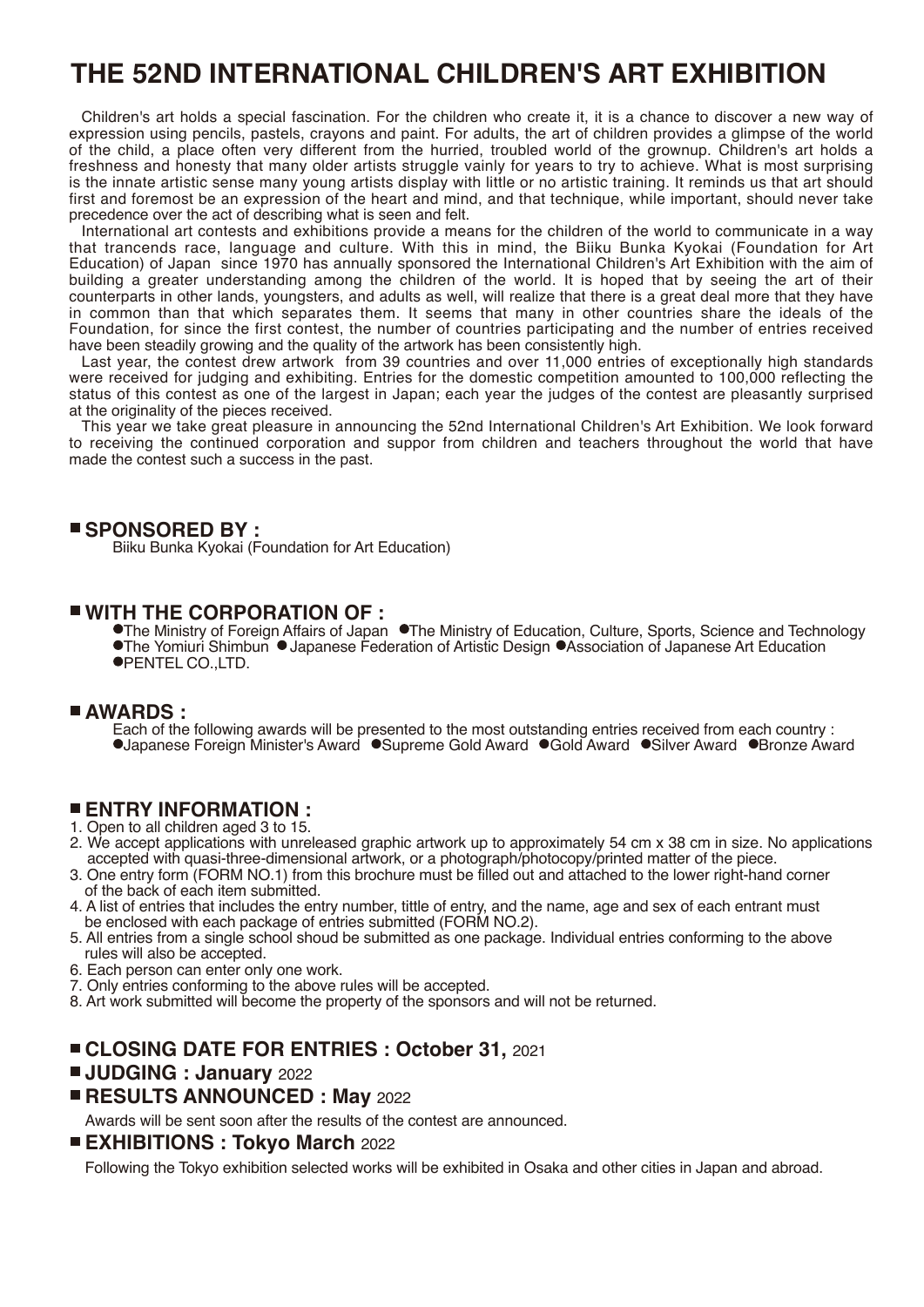# THE 52ND INTERNATIONAL CHILDREN'S ART EXHIBITION

Children's art holds a special fascination. For the children who create it, it is a chance to discover a new way of expression using pencils, pastels, crayons and paint. For adults, the art of children provides a glimpse of the world of the child, a place often very different from the hurried, troubled world of the grownup. Children's art holds a freshness and honesty that many older artists struggle vainly for years to try to achieve. What is most surprising is the innate artistic sense many young artists display with little or no artistic training. It reminds us that art should first and foremost be an expression of the heart and mind, and that technique, while important, should never take precedence over the act of describing what is seen and felt.

International art contests and exhibitions provide a means for the children of the world to communicate in a way that trancends race, language and culture. With this in mind, the Biiku Bunka Kyokai (Foundation for Art Education) of Japan since 1970 has annually sponsored the International Children's Art Exhibition with the aim of building a greater understanding among the children of the world. It is hoped that by seeing the art of their counterparts in other lands, youngsters, and adults as well, will realize that there is a great deal more that they have in common than that which separates them. It seems that many in other countries share the ideals of the Foundation, for since the first contest, the number of countries participating and the number of entries received have been steadily growing and the quality of the artwork has been consistently high.

Last year, the contest drew artwork from 39 countries and over 11,000 entries of exceptionally high standards were received for judging and exhibiting. Entries for the domestic competition amounted to 100,000 reflecting the status of this contest as one of the largest in Japan; each year the judges of the contest are pleasantly surprised at the originality of the pieces received.

This year we take great pleasure in announcing the 52nd International Children's Art Exhibition. We look forward to receiving the continued corporation and suppor from children and teachers throughout the world that have made the contest such a success in the past.

## SPONSORED BY :

Biiku Bunka Kyokai (Foundation for Art Education)

## WITH THE CORPORATION OF :

- The Ministry of Foreign Affairs of Japan
- The Ministry of Education, Culture, Sports, Science and Technology
- The Yomiuri Shimbun
- Japanese Federation of Artistic Design
- Association of Japanese Art Education
- PENTEL CO.,LTD.

## AWARDS :

Each of the following awards will be presented to the most outstanding entries received from each country :

- Japanese Foreign Minister's Award
- Supreme Gold Award
- Gold Award
- Silver Award
- Bronze Award

## ENTRY INFORMATION :

1. Open to all children aged 3 to 15.
2. We accept applications with unreleased graphic artwork up to approximately 54 cm x 38 cm in size. No applications accepted with quasi-three-dimensional artwork, or a photograph/photocopy/printed matter of the piece.
3. One entry form (FORM NO.1) from this brochure must be filled out and attached to the lower right-hand corner of the back of each item submitted.
4. A list of entries that includes the entry number, tittle of entry, and the name, age and sex of each entrant must be enclosed with each package of entries submitted (FORM NO.2).
5. All entries from a single school shoud be submitted as one package. Individual entries conforming to the above rules will also be accepted.
6. Each person can enter only one work.
7. Only entries conforming to the above rules will be accepted.
8. Art work submitted will become the property of the sponsors and will not be returned.

## CLOSING DATE FOR ENTRIES : October 31, 2021

## JUDGING : January 2022

## RESULTS ANNOUNCED : May 2022

Awards will be sent soon after the results of the contest are announced.

## EXHIBITIONS : Tokyo March 2022

Following the Tokyo exhibition selected works will be exhibited in Osaka and other cities in Japan and abroad.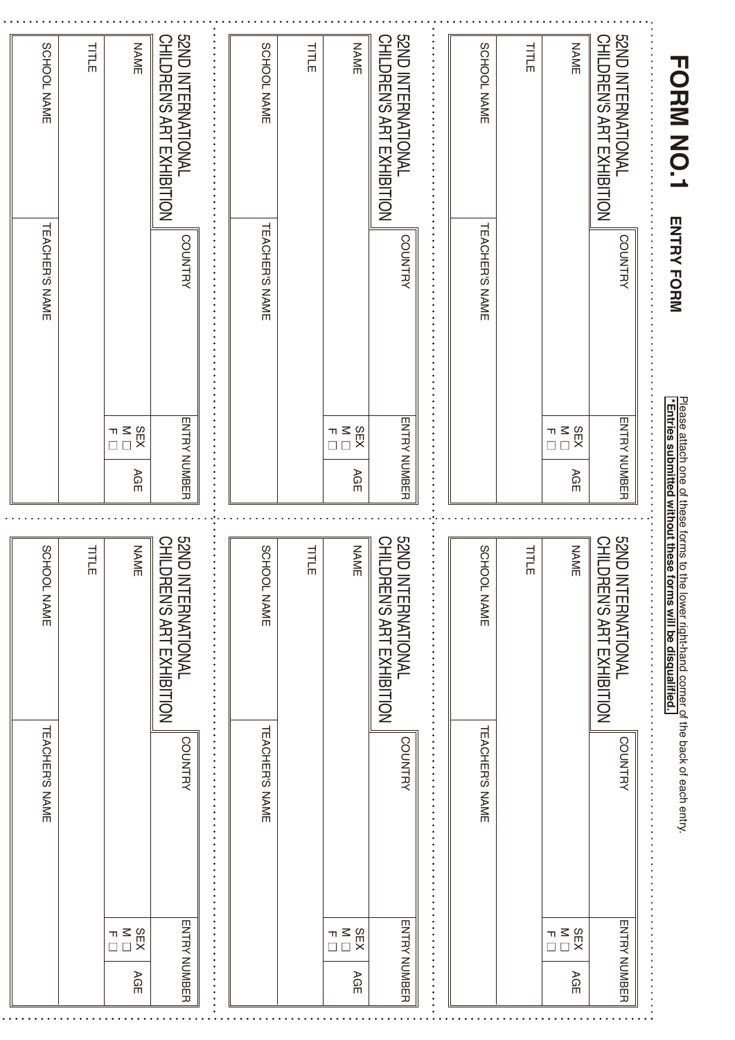# FORM NO.1 ENTRY FORM

Please attach one of these forms to the lower right-hand corner of the back of each entry.
**\*Entries submitted without these forms will be disqualified.**

---

**52ND INTERNATIONAL CHILDREN'S ART EXHIBITION**

| COUNTRY | | ENTRY NUMBER | |
|---|---|---|---|
| NAME | | SEX M □ F □ | AGE |
| TITLE | | | |
| SCHOOL NAME | TEACHER'S NAME | | |

---

**52ND INTERNATIONAL CHILDREN'S ART EXHIBITION**

| COUNTRY | | ENTRY NUMBER | |
|---|---|---|---|
| NAME | | SEX M □ F □ | AGE |
| TITLE | | | |
| SCHOOL NAME | TEACHER'S NAME | | |

---

**52ND INTERNATIONAL CHILDREN'S ART EXHIBITION**

| COUNTRY | | ENTRY NUMBER | |
|---|---|---|---|
| NAME | | SEX M □ F □ | AGE |
| TITLE | | | |
| SCHOOL NAME | TEACHER'S NAME | | |

---

**52ND INTERNATIONAL CHILDREN'S ART EXHIBITION**

| COUNTRY | | ENTRY NUMBER | |
|---|---|---|---|
| NAME | | SEX M □ F □ | AGE |
| TITLE | | | |
| SCHOOL NAME | TEACHER'S NAME | | |

---

**52ND INTERNATIONAL CHILDREN'S ART EXHIBITION**

| COUNTRY | | ENTRY NUMBER | |
|---|---|---|---|
| NAME | | SEX M □ F □ | AGE |
| TITLE | | | |
| SCHOOL NAME | TEACHER'S NAME | | |

---

**52ND INTERNATIONAL CHILDREN'S ART EXHIBITION**

| COUNTRY | | ENTRY NUMBER | |
|---|---|---|---|
| NAME | | SEX M □ F □ | AGE |
| TITLE | | | |
| SCHOOL NAME | TEACHER'S NAME | | |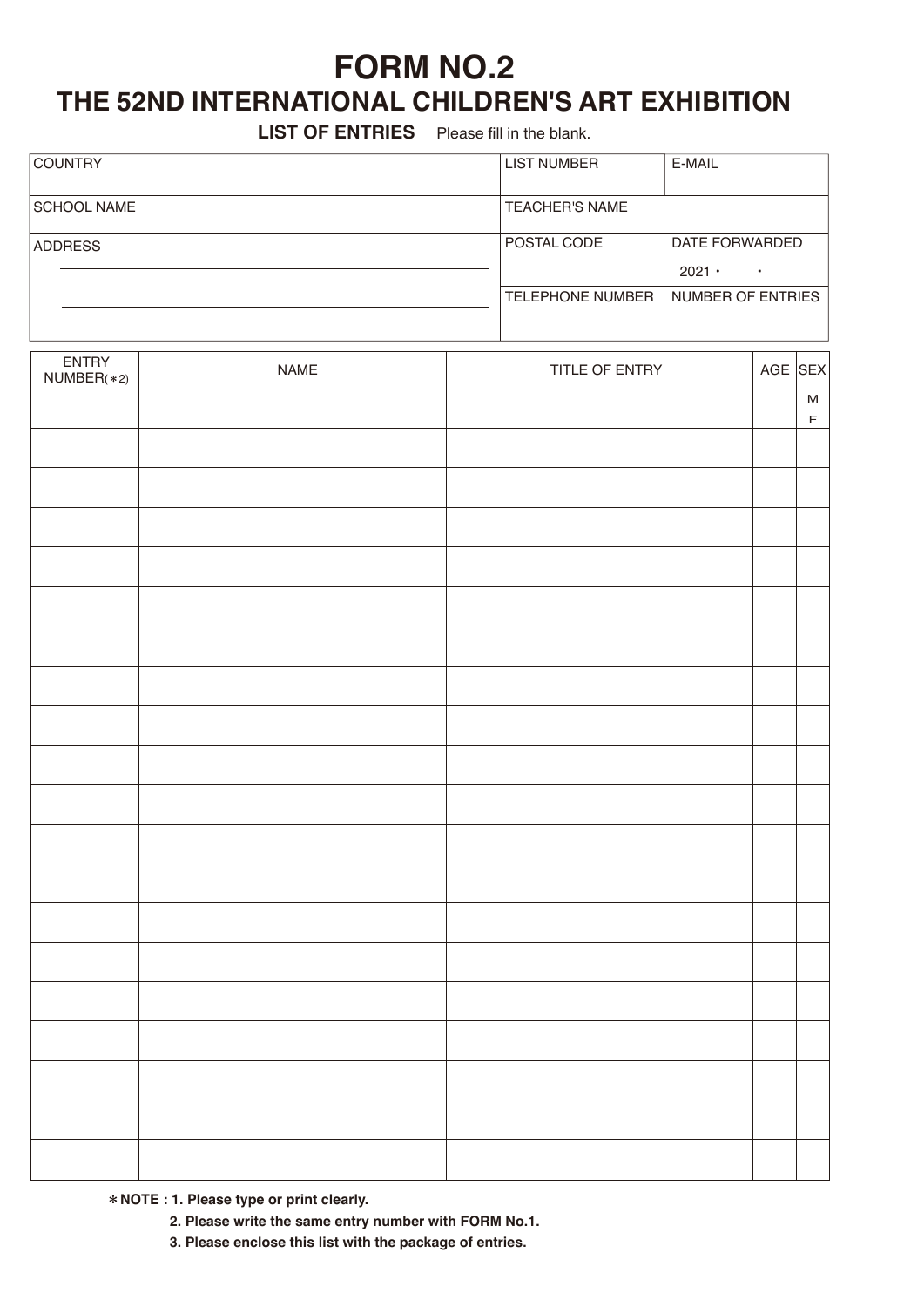# FORM NO.2

## THE 52ND INTERNATIONAL CHILDREN'S ART EXHIBITION

**LIST OF ENTRIES** Please fill in the blank.

| COUNTRY | LIST NUMBER | E-MAIL |
|---|---|---|
| SCHOOL NAME | TEACHER'S NAME | |
| ADDRESS | POSTAL CODE | DATE FORWARDED 2021・ ・ |
| | TELEPHONE NUMBER | NUMBER OF ENTRIES |

| ENTRY NUMBER(*2) | NAME | TITLE OF ENTRY | AGE | SEX |
|---|---|---|---|---|
| | | | | M F |
| | | | | |
| | | | | |
| | | | | |
| | | | | |
| | | | | |
| | | | | |
| | | | | |
| | | | | |
| | | | | |
| | | | | |
| | | | | |
| | | | | |
| | | | | |
| | | | | |
| | | | | |
| | | | | |
| | | | | |
| | | | | |
| | | | | |

**\*NOTE : 1. Please type or print clearly.**

**2. Please write the same entry number with FORM No.1.**

**3. Please enclose this list with the package of entries.**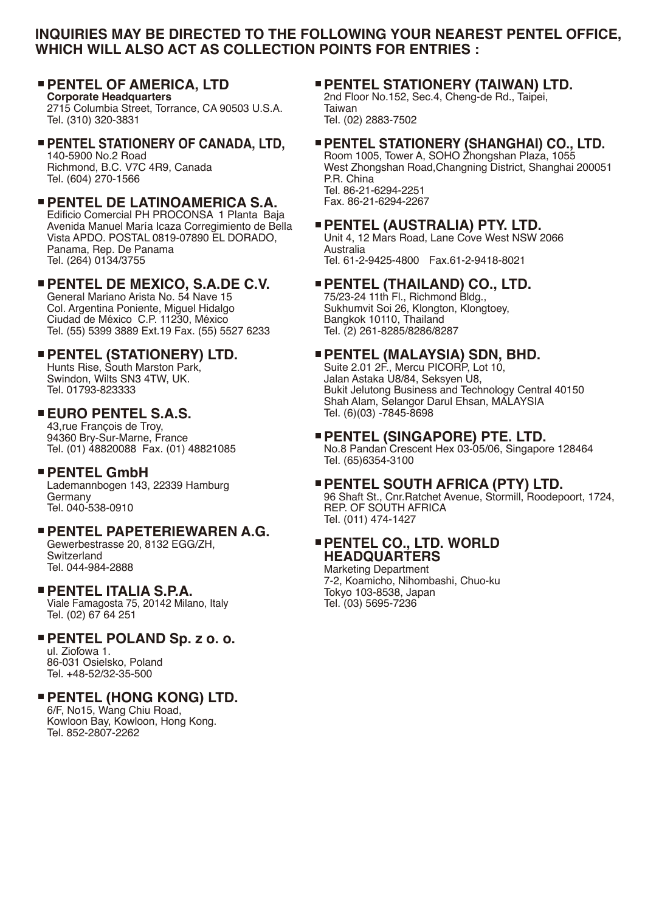**INQUIRIES MAY BE DIRECTED TO THE FOLLOWING YOUR NEAREST PENTEL OFFICE, WHICH WILL ALSO ACT AS COLLECTION POINTS FOR ENTRIES :**

### ■ PENTEL OF AMERICA, LTD
**Corporate Headquarters**
2715 Columbia Street, Torrance, CA 90503 U.S.A.
Tel. (310) 320-3831

### ■ PENTEL STATIONERY OF CANADA, LTD,
140-5900 No.2 Road
Richmond, B.C. V7C 4R9, Canada
Tel. (604) 270-1566

### ■ PENTEL DE LATINOAMERICA S.A.
Edificio Comercial PH PROCONSA 1 Planta Baja
Avenida Manuel María Icaza Corregimiento de Bella Vista APDO. POSTAL 0819-07890 EL DORADO, Panama, Rep. De Panama
Tel. (264) 0134/3755

### ■ PENTEL DE MEXICO, S.A.DE C.V.
General Mariano Arista No. 54 Nave 15
Col. Argentina Poniente, Miguel Hidalgo
Ciudad de México C.P. 11230, México
Tel. (55) 5399 3889 Ext.19 Fax. (55) 5527 6233

### ■ PENTEL (STATIONERY) LTD.
Hunts Rise, South Marston Park,
Swindon, Wilts SN3 4TW, UK.
Tel. 01793-823333

### ■ EURO PENTEL S.A.S.
43,rue François de Troy,
94360 Bry-Sur-Marne, France
Tel. (01) 48820088 Fax. (01) 48821085

### ■ PENTEL GmbH
Lademannbogen 143, 22339 Hamburg
Germany
Tel. 040-538-0910

### ■ PENTEL PAPETERIEWAREN A.G.
Gewerbestrasse 20, 8132 EGG/ZH,
Switzerland
Tel. 044-984-2888

### ■ PENTEL ITALIA S.P.A.
Viale Famagosta 75, 20142 Milano, Italy
Tel. (02) 67 64 251

### ■ PENTEL POLAND Sp. z o. o.
ul. Ziołowa 1.
86-031 Osielsko, Poland
Tel. +48-52/32-35-500

### ■ PENTEL (HONG KONG) LTD.
6/F, No15, Wang Chiu Road,
Kowloon Bay, Kowloon, Hong Kong.
Tel. 852-2807-2262

### ■ PENTEL STATIONERY (TAIWAN) LTD.
2nd Floor No.152, Sec.4, Cheng-de Rd., Taipei,
Taiwan
Tel. (02) 2883-7502

### ■ PENTEL STATIONERY (SHANGHAI) CO., LTD.
Room 1005, Tower A, SOHO Zhongshan Plaza, 1055
West Zhongshan Road,Changning District, Shanghai 200051
P.R. China
Tel. 86-21-6294-2251
Fax. 86-21-6294-2267

### ■ PENTEL (AUSTRALIA) PTY. LTD.
Unit 4, 12 Mars Road, Lane Cove West NSW 2066
Australia
Tel. 61-2-9425-4800 Fax.61-2-9418-8021

### ■ PENTEL (THAILAND) CO., LTD.
75/23-24 11th Fl., Richmond Bldg.,
Sukhumvit Soi 26, Klongton, Klongtoey,
Bangkok 10110, Thailand
Tel. (2) 261-8285/8286/8287

### ■ PENTEL (MALAYSIA) SDN, BHD.
Suite 2.01 2F., Mercu PICORP, Lot 10,
Jalan Astaka U8/84, Seksyen U8,
Bukit Jelutong Business and Technology Central 40150
Shah Alam, Selangor Darul Ehsan, MALAYSIA
Tel. (6)(03) -7845-8698

### ■ PENTEL (SINGAPORE) PTE. LTD.
No.8 Pandan Crescent Hex 03-05/06, Singapore 128464
Tel. (65)6354-3100

### ■ PENTEL SOUTH AFRICA (PTY) LTD.
96 Shaft St., Cnr.Ratchet Avenue, Stormill, Roodepoort, 1724,
REP. OF SOUTH AFRICA
Tel. (011) 474-1427

### ■ PENTEL CO., LTD. WORLD HEADQUARTERS
Marketing Department
7-2, Koamicho, Nihombashi, Chuo-ku
Tokyo 103-8538, Japan
Tel. (03) 5695-7236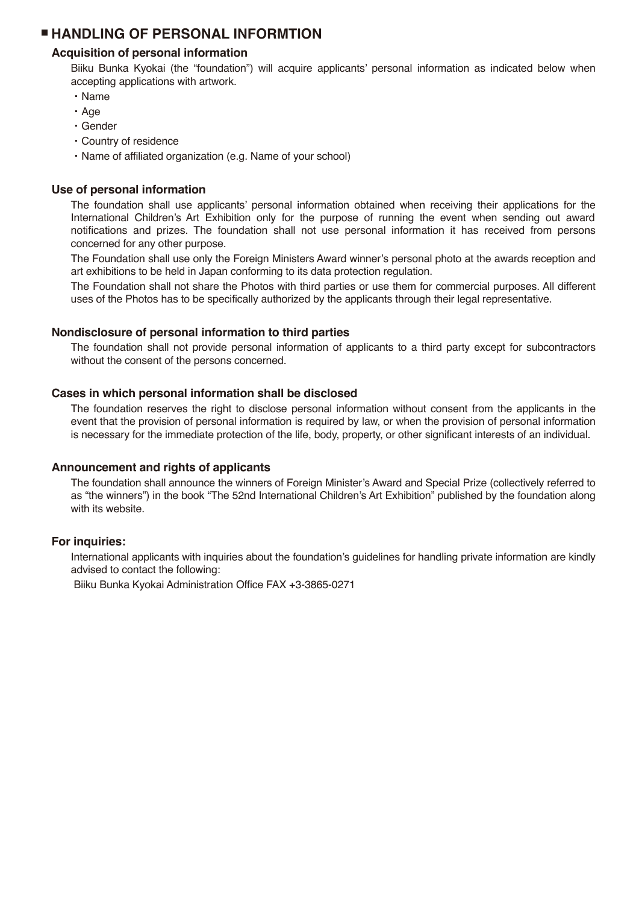## ■ HANDLING OF PERSONAL INFORMTION

### Acquisition of personal information

Biiku Bunka Kyokai (the "foundation") will acquire applicants' personal information as indicated below when accepting applications with artwork.

- Name
- Age
- Gender
- Country of residence
- Name of affiliated organization (e.g. Name of your school)

### Use of personal information

The foundation shall use applicants' personal information obtained when receiving their applications for the International Children's Art Exhibition only for the purpose of running the event when sending out award notifications and prizes. The foundation shall not use personal information it has received from persons concerned for any other purpose.

The Foundation shall use only the Foreign Ministers Award winner's personal photo at the awards reception and art exhibitions to be held in Japan conforming to its data protection regulation.

The Foundation shall not share the Photos with third parties or use them for commercial purposes. All different uses of the Photos has to be specifically authorized by the applicants through their legal representative.

### Nondisclosure of personal information to third parties

The foundation shall not provide personal information of applicants to a third party except for subcontractors without the consent of the persons concerned.

### Cases in which personal information shall be disclosed

The foundation reserves the right to disclose personal information without consent from the applicants in the event that the provision of personal information is required by law, or when the provision of personal information is necessary for the immediate protection of the life, body, property, or other significant interests of an individual.

### Announcement and rights of applicants

The foundation shall announce the winners of Foreign Minister's Award and Special Prize (collectively referred to as "the winners") in the book "The 52nd International Children's Art Exhibition" published by the foundation along with its website.

### For inquiries:

International applicants with inquiries about the foundation's guidelines for handling private information are kindly advised to contact the following:

Biiku Bunka Kyokai Administration Office FAX +3-3865-0271